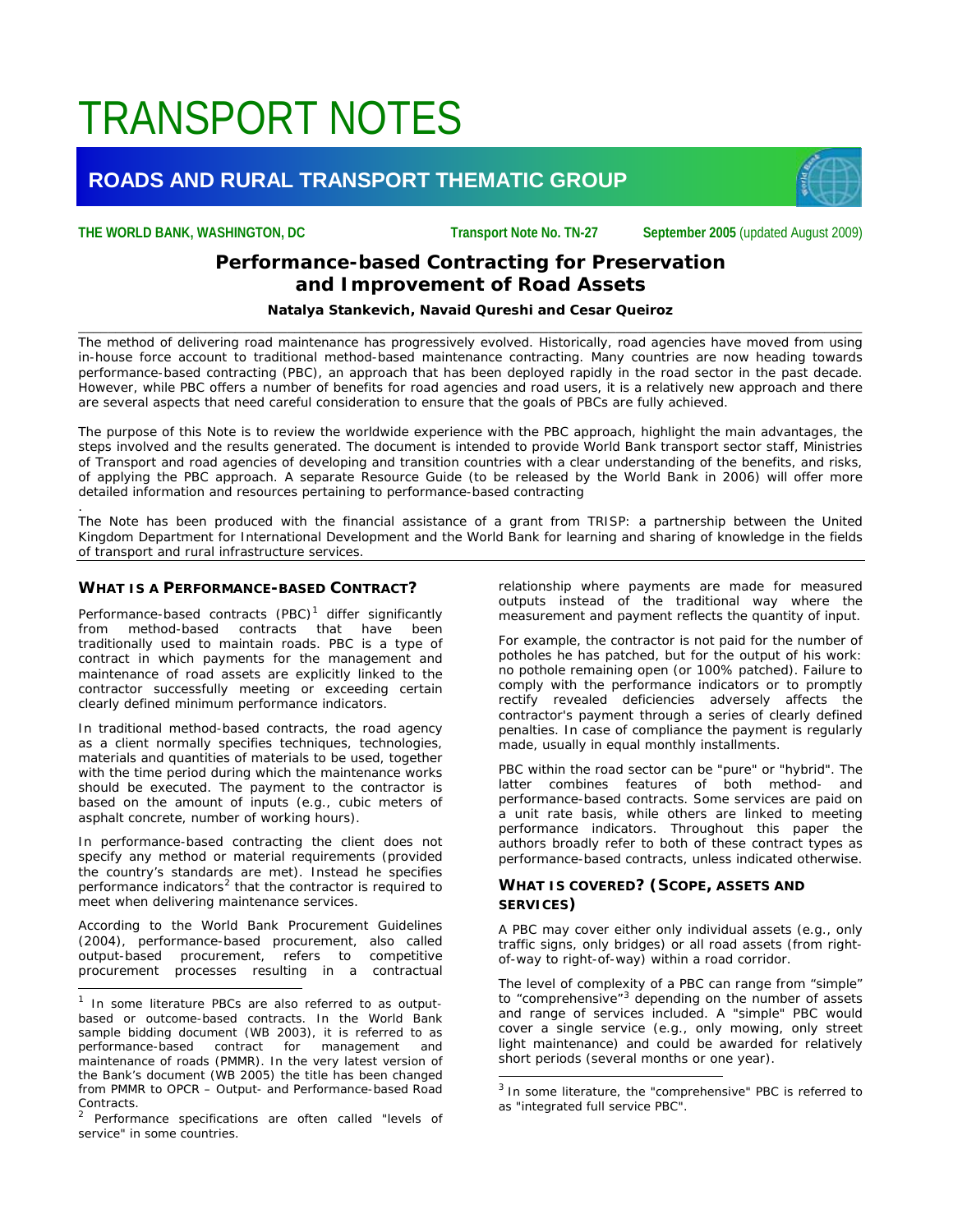# TRANSPORT NOTES

## ROADS AND RURAL TRANSPORT THEMATIC GROUP

**THE WORLD BANK, WASHINGTON, DC** | **Transport Note No. TN-27** | **September 2005** (updated August 2009)

# Performance-based Contracting for Preservation and Improvement of Road Assets

**Natalya Stankevich, Navaid Qureshi and Cesar Queiroz**

The method of delivering road maintenance has progressively evolved. Historically, road agencies have moved from using in-house force account to traditional method-based maintenance contracting. Many countries are now heading towards performance-based contracting (PBC), an approach that has been deployed rapidly in the road sector in the past decade. However, while PBC offers a number of benefits for road agencies and road users, it is a relatively new approach and there are several aspects that need careful consideration to ensure that the goals of PBCs are fully achieved.

The purpose of this Note is to review the worldwide experience with the PBC approach, highlight the main advantages, the steps involved and the results generated. The document is intended to provide World Bank transport sector staff, Ministries of Transport and road agencies of developing and transition countries with a clear understanding of the benefits, and risks, of applying the PBC approach. A separate Resource Guide (to be released by the World Bank in 2006) will offer more detailed information and resources pertaining to performance-based contracting

.

The Note has been produced with the financial assistance of a grant from TRISP: a partnership between the United Kingdom Department for International Development and the World Bank for learning and sharing of knowledge in the fields of transport and rural infrastructure services.

## WHAT IS A PERFORMANCE-BASED CONTRACT?

Performance-based contracts (PBC)[1] differ significantly from method-based contracts that have been traditionally used to maintain roads. PBC is a type of contract in which payments for the management and maintenance of road assets are explicitly linked to the contractor successfully meeting or exceeding certain clearly defined minimum performance indicators.

In traditional method-based contracts, the road agency as a client normally specifies techniques, technologies, materials and quantities of materials to be used, together with the time period during which the maintenance works should be executed. The payment to the contractor is based on the amount of inputs (e.g., cubic meters of asphalt concrete, number of working hours).

In performance-based contracting the client does not specify any method or material requirements (provided the country's standards are met). Instead he specifies performance indicators[2] that the contractor is required to meet when delivering maintenance services.

According to the World Bank Procurement Guidelines (2004), performance-based procurement, also called output-based procurement, refers to competitive procurement processes resulting in a contractual relationship where payments are made for measured outputs instead of the traditional way where the measurement and payment reflects the quantity of input.

For example, the contractor is not paid for the number of potholes he has patched, but for the output of his work: no pothole remaining open (or 100% patched). Failure to comply with the performance indicators or to promptly rectify revealed deficiencies adversely affects the contractor's payment through a series of clearly defined penalties. In case of compliance the payment is regularly made, usually in equal monthly installments.

PBC within the road sector can be "pure" or "hybrid". The latter combines features of both method- and performance-based contracts. Some services are paid on a unit rate basis, while others are linked to meeting performance indicators. Throughout this paper the authors broadly refer to both of these contract types as performance-based contracts, unless indicated otherwise.

### WHAT IS COVERED? (SCOPE, ASSETS AND SERVICES)

A PBC may cover either only individual assets (e.g., only traffic signs, only bridges) or all road assets (from right-of-way to right-of-way) within a road corridor.

The level of complexity of a PBC can range from "simple" to "comprehensive"[3] depending on the number of assets and range of services included. A "simple" PBC would cover a single service (e.g., only mowing, only street light maintenance) and could be awarded for relatively short periods (several months or one year).

---

[1] In some literature PBCs are also referred to as output-based or outcome-based contracts. In the World Bank sample bidding document (WB 2003), it is referred to as performance-based contract for management and maintenance of roads (PMMR). In the very latest version of the Bank's document (WB 2005) the title has been changed from PMMR to OPCR – Output- and Performance-based Road Contracts.

[2] Performance specifications are often called "levels of service" in some countries.

[3] In some literature, the "comprehensive" PBC is referred to as "integrated full service PBC".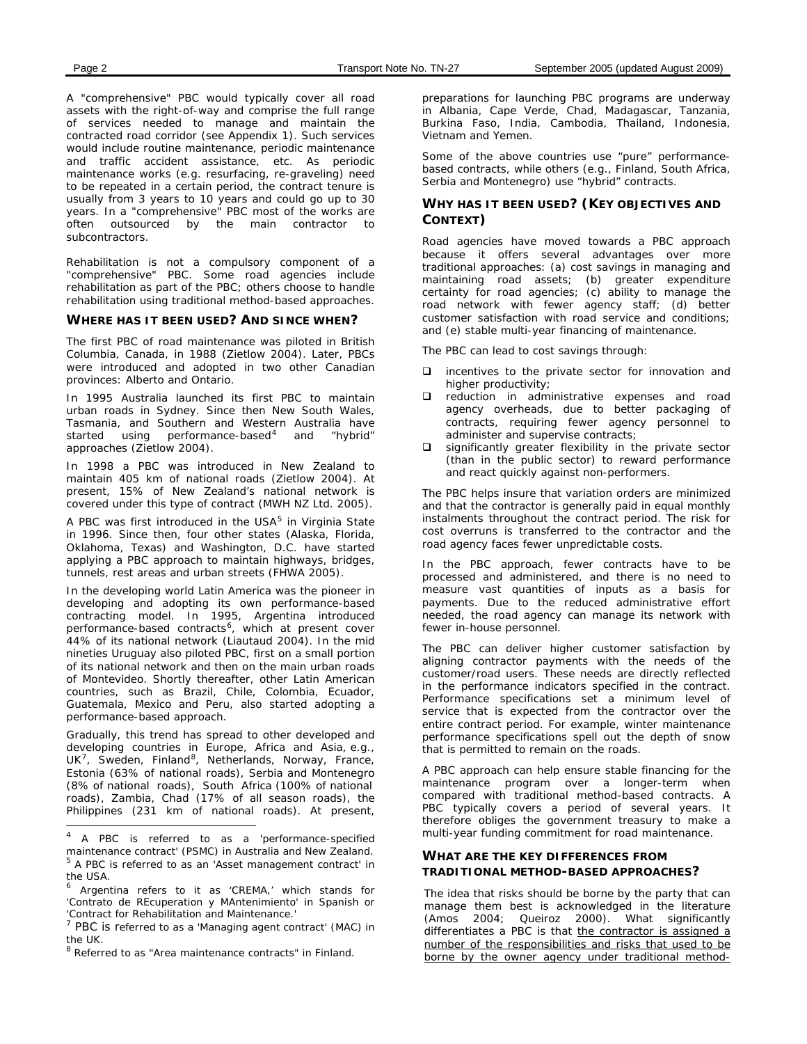A "comprehensive" PBC would typically cover all road assets with the right-of-way and comprise the full range of services needed to manage and maintain the contracted road corridor (see Appendix 1). Such services would include routine maintenance, periodic maintenance and traffic accident assistance, etc. As periodic maintenance works (e.g. resurfacing, re-graveling) need to be repeated in a certain period, the contract tenure is usually from 3 years to 10 years and could go up to 30 years. In a "comprehensive" PBC most of the works are often outsourced by the main contractor to subcontractors.

Rehabilitation is not a compulsory component of a "comprehensive" PBC. Some road agencies include rehabilitation as part of the PBC; others choose to handle rehabilitation using traditional method-based approaches.

### WHERE HAS IT BEEN USED? AND SINCE WHEN?

The first PBC of road maintenance was piloted in British Columbia, Canada, in 1988 (Zietlow 2004). Later, PBCs were introduced and adopted in two other Canadian provinces: Alberto and Ontario.

In 1995 Australia launched its first PBC to maintain urban roads in Sydney. Since then New South Wales, Tasmania, and Southern and Western Australia have started using performance-based[4] and "hybrid" approaches (Zietlow 2004).

In 1998 a PBC was introduced in New Zealand to maintain 405 km of national roads (Zietlow 2004). At present, 15% of New Zealand's national network is covered under this type of contract (MWH NZ Ltd. 2005).

A PBC was first introduced in the USA[5] in Virginia State in 1996. Since then, four other states (Alaska, Florida, Oklahoma, Texas) and Washington, D.C. have started applying a PBC approach to maintain highways, bridges, tunnels, rest areas and urban streets (FHWA 2005).

In the developing world Latin America was the pioneer in developing and adopting its own performance-based contracting model. In 1995, Argentina introduced performance-based contracts[6], which at present cover 44% of its national network (Liautaud 2004). In the mid nineties Uruguay also piloted PBC, first on a small portion of its national network and then on the main urban roads of Montevideo. Shortly thereafter, other Latin American countries, such as Brazil, Chile, Colombia, Ecuador, Guatemala, Mexico and Peru, also started adopting a performance-based approach.

Gradually, this trend has spread to other developed and developing countries in Europe, Africa and Asia, e.g., UK[7], Sweden, Finland[8], Netherlands, Norway, France, Estonia (63% of national roads), Serbia and Montenegro (8% of national roads), South Africa (100% of national roads), Zambia, Chad (17% of all season roads), the Philippines (231 km of national roads). At present, preparations for launching PBC programs are underway in Albania, Cape Verde, Chad, Madagascar, Tanzania, Burkina Faso, India, Cambodia, Thailand, Indonesia, Vietnam and Yemen.

Some of the above countries use "pure" performance-based contracts, while others (e.g., Finland, South Africa, Serbia and Montenegro) use "hybrid" contracts.

### WHY HAS IT BEEN USED? (KEY OBJECTIVES AND CONTEXT)

Road agencies have moved towards a PBC approach because it offers several advantages over more traditional approaches: (a) cost savings in managing and maintaining road assets; (b) greater expenditure certainty for road agencies; (c) ability to manage the road network with fewer agency staff; (d) better customer satisfaction with road service and conditions; and (e) stable multi-year financing of maintenance.

The PBC can lead to cost savings through:

- incentives to the private sector for innovation and higher productivity;
- reduction in administrative expenses and road agency overheads, due to better packaging of contracts, requiring fewer agency personnel to administer and supervise contracts;
- significantly greater flexibility in the private sector (than in the public sector) to reward performance and react quickly against non-performers.

The PBC helps insure that variation orders are minimized and that the contractor is generally paid in equal monthly instalments throughout the contract period. The risk for cost overruns is transferred to the contractor and the road agency faces fewer unpredictable costs.

In the PBC approach, fewer contracts have to be processed and administered, and there is no need to measure vast quantities of inputs as a basis for payments. Due to the reduced administrative effort needed, the road agency can manage its network with fewer in-house personnel.

The PBC can deliver higher customer satisfaction by aligning contractor payments with the needs of the customer/road users. These needs are directly reflected in the performance indicators specified in the contract. Performance specifications set a minimum level of service that is expected from the contractor over the entire contract period. For example, winter maintenance performance specifications spell out the depth of snow that is permitted to remain on the roads.

A PBC approach can help ensure stable financing for the maintenance program over a longer-term when compared with traditional method-based contracts. A PBC typically covers a period of several years. It therefore obliges the government treasury to make a multi-year funding commitment for road maintenance.

### WHAT ARE THE KEY DIFFERENCES FROM TRADITIONAL METHOD-BASED APPROACHES?

The idea that risks should be borne by the party that can manage them best is acknowledged in the literature (Amos 2004; Queiroz 2000). What significantly differentiates a PBC is that <u>the contractor is assigned a number of the responsibilities and risks that used to be borne by the owner agency under traditional method-</u>

---

[4] A PBC is referred to as a 'performance-specified maintenance contract' (PSMC) in Australia and New Zealand.

[5] A PBC is referred to as an 'Asset management contract' in the USA.

[6] Argentina refers to it as 'CREMA,' which stands for 'Contrato de REcuperation y MAntenimiento' in Spanish or 'Contract for Rehabilitation and Maintenance.'

[7] PBC is referred to as a 'Managing agent contract' (MAC) in the UK.

[8] Referred to as "Area maintenance contracts" in Finland.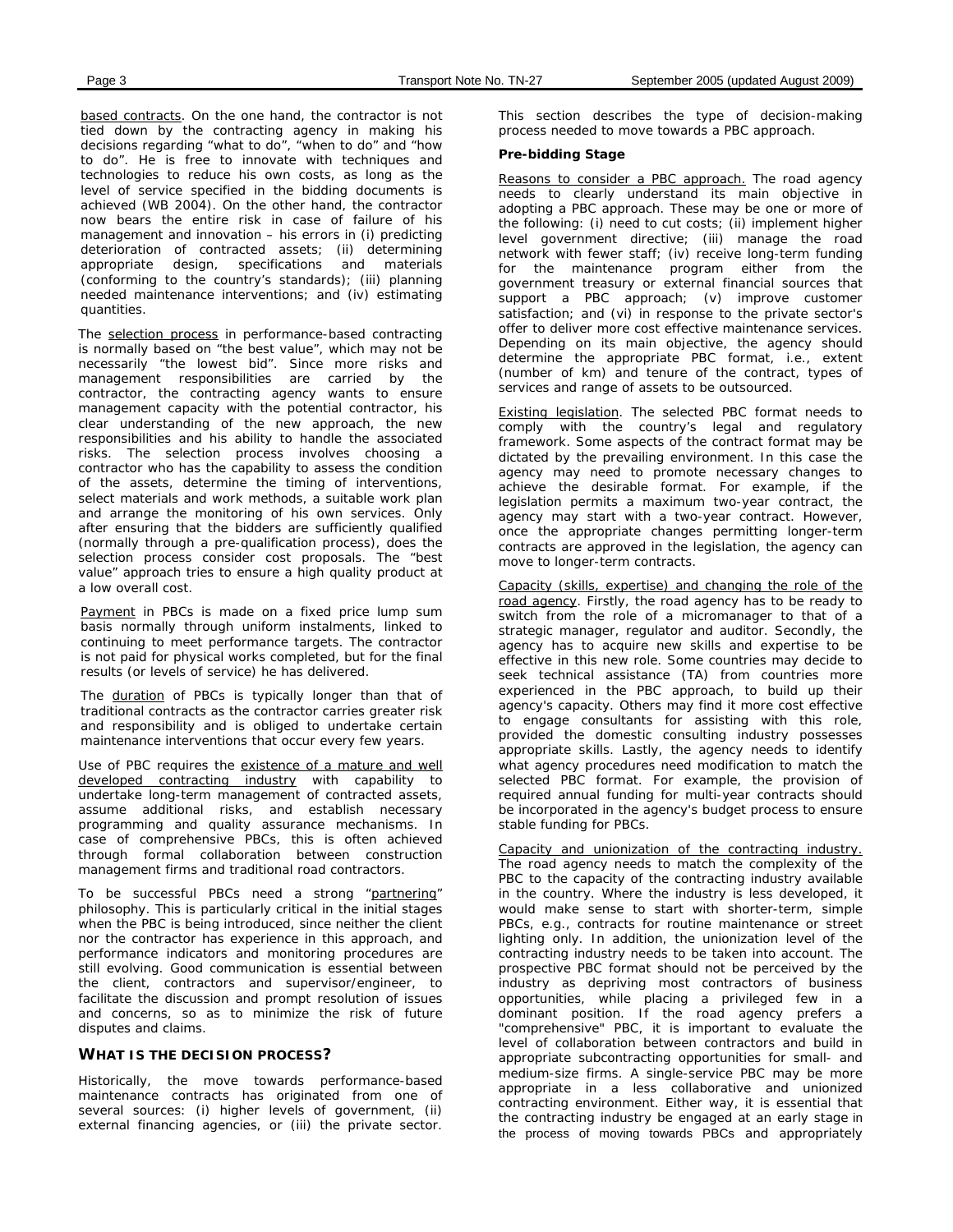based contracts. On the one hand, the contractor is not tied down by the contracting agency in making his decisions regarding "what to do", "when to do" and "how to do". He is free to innovate with techniques and technologies to reduce his own costs, as long as the level of service specified in the bidding documents is achieved (WB 2004). On the other hand, the contractor now bears the entire risk in case of failure of his management and innovation – his errors in (i) predicting deterioration of contracted assets; (ii) determining appropriate design, specifications and materials (conforming to the country's standards); (iii) planning needed maintenance interventions; and (iv) estimating quantities.

The selection process in performance-based contracting is normally based on "the best value", which may not be necessarily "the lowest bid". Since more risks and management responsibilities are carried by the contractor, the contracting agency wants to ensure management capacity with the potential contractor, his clear understanding of the new approach, the new responsibilities and his ability to handle the associated risks. The selection process involves choosing a contractor who has the capability to assess the condition of the assets, determine the timing of interventions, select materials and work methods, a suitable work plan and arrange the monitoring of his own services. Only after ensuring that the bidders are sufficiently qualified (normally through a pre-qualification process), does the selection process consider cost proposals. The "best value" approach tries to ensure a high quality product at a low overall cost.

Payment in PBCs is made on a fixed price lump sum basis normally through uniform instalments, linked to continuing to meet performance targets. The contractor is not paid for physical works completed, but for the final results (or levels of service) he has delivered.

The duration of PBCs is typically longer than that of traditional contracts as the contractor carries greater risk and responsibility and is obliged to undertake certain maintenance interventions that occur every few years.

Use of PBC requires the existence of a mature and well developed contracting industry with capability to undertake long-term management of contracted assets, assume additional risks, and establish necessary programming and quality assurance mechanisms. In case of comprehensive PBCs, this is often achieved through formal collaboration between construction management firms and traditional road contractors.

To be successful PBCs need a strong "partnering" philosophy. This is particularly critical in the initial stages when the PBC is being introduced, since neither the client nor the contractor has experience in this approach, and performance indicators and monitoring procedures are still evolving. Good communication is essential between the client, contractors and supervisor/engineer, to facilitate the discussion and prompt resolution of issues and concerns, so as to minimize the risk of future disputes and claims.

## WHAT IS THE DECISION PROCESS?

Historically, the move towards performance-based maintenance contracts has originated from one of several sources: (i) higher levels of government, (ii) external financing agencies, or (iii) the private sector. This section describes the type of decision-making process needed to move towards a PBC approach.

**Pre-bidding Stage**

Reasons to consider a PBC approach. The road agency needs to clearly understand its main objective in adopting a PBC approach. These may be one or more of the following: (i) need to cut costs; (ii) implement higher level government directive; (iii) manage the road network with fewer staff; (iv) receive long-term funding for the maintenance program either from the government treasury or external financial sources that support a PBC approach; (v) improve customer satisfaction; and (vi) in response to the private sector's offer to deliver more cost effective maintenance services. Depending on its main objective, the agency should determine the appropriate PBC format, i.e., extent (number of km) and tenure of the contract, types of services and range of assets to be outsourced.

Existing legislation. The selected PBC format needs to comply with the country's legal and regulatory framework. Some aspects of the contract format may be dictated by the prevailing environment. In this case the agency may need to promote necessary changes to achieve the desirable format. For example, if the legislation permits a maximum two-year contract, the agency may start with a two-year contract. However, once the appropriate changes permitting longer-term contracts are approved in the legislation, the agency can move to longer-term contracts.

Capacity (skills, expertise) and changing the role of the road agency. Firstly, the road agency has to be ready to switch from the role of a micromanager to that of a strategic manager, regulator and auditor. Secondly, the agency has to acquire new skills and expertise to be effective in this new role. Some countries may decide to seek technical assistance (TA) from countries more experienced in the PBC approach, to build up their agency's capacity. Others may find it more cost effective to engage consultants for assisting with this role, provided the domestic consulting industry possesses appropriate skills. Lastly, the agency needs to identify what agency procedures need modification to match the selected PBC format. For example, the provision of required annual funding for multi-year contracts should be incorporated in the agency's budget process to ensure stable funding for PBCs.

Capacity and unionization of the contracting industry. The road agency needs to match the complexity of the PBC to the capacity of the contracting industry available in the country. Where the industry is less developed, it would make sense to start with shorter-term, simple PBCs, e.g., contracts for routine maintenance or street lighting only. In addition, the unionization level of the contracting industry needs to be taken into account. The prospective PBC format should not be perceived by the industry as depriving most contractors of business opportunities, while placing a privileged few in a dominant position. If the road agency prefers a "comprehensive" PBC, it is important to evaluate the level of collaboration between contractors and build in appropriate subcontracting opportunities for small- and medium-size firms. A single-service PBC may be more appropriate in a less collaborative and unionized contracting environment. Either way, it is essential that the contracting industry be engaged at an early stage in the process of moving towards PBCs and appropriately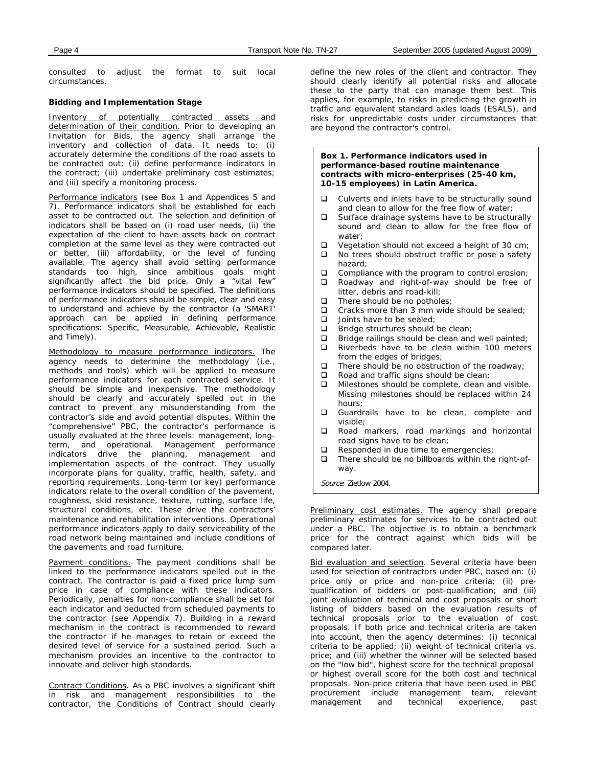consulted to adjust the format to suit local circumstances.

**Bidding and Implementation Stage**

Inventory of potentially contracted assets and determination of their condition. Prior to developing an Invitation for Bids, the agency shall arrange the inventory and collection of data. It needs to: (i) accurately determine the conditions of the road assets to be contracted out; (ii) define performance indicators in the contract; (iii) undertake preliminary cost estimates; and (iii) specify a monitoring process.

Performance indicators (see Box 1 and Appendices 5 and 7). Performance indicators shall be established for each asset to be contracted out. The selection and definition of indicators shall be based on (i) road user needs, (ii) the expectation of the client to have assets back on contract completion at the same level as they were contracted out or better, (iii) affordability, or the level of funding available. The agency shall avoid setting performance standards too high, since ambitious goals might significantly affect the bid price. Only a "vital few" performance indicators should be specified. The definitions of performance indicators should be simple, clear and easy to understand and achieve by the contractor (a 'SMART' approach can be applied in defining performance specifications: Specific, Measurable, Achievable, Realistic and Timely).

Methodology to measure performance indicators. The agency needs to determine the methodology (i.e., methods and tools) which will be applied to measure performance indicators for each contracted service. It should be simple and inexpensive. The methodology should be clearly and accurately spelled out in the contract to prevent any misunderstanding from the contractor's side and avoid potential disputes. Within the "comprehensive" PBC, the contractor's performance is usually evaluated at the three levels: management, long-term, and operational. Management performance indicators drive the planning, management and implementation aspects of the contract. They usually incorporate plans for quality, traffic, health, safety, and reporting requirements. Long-term (or key) performance indicators relate to the overall condition of the pavement, roughness, skid resistance, texture, rutting, surface life, structural conditions, etc. These drive the contractors' maintenance and rehabilitation interventions. Operational performance indicators apply to daily serviceability of the road network being maintained and include conditions of the pavements and road furniture.

Payment conditions. The payment conditions shall be linked to the performance indicators spelled out in the contract. The contractor is paid a fixed price lump sum price in case of compliance with these indicators. Periodically, penalties for non-compliance shall be set for each indicator and deducted from scheduled payments to the contractor (see Appendix 7). Building in a reward mechanism in the contract is recommended to reward the contractor if he manages to retain or exceed the desired level of service for a sustained period. Such a mechanism provides an incentive to the contractor to innovate and deliver high standards.

Contract Conditions. As a PBC involves a significant shift in risk and management responsibilities to the contractor, the Conditions of Contract should clearly define the new roles of the client and contractor. They should clearly identify all potential risks and allocate these to the party that can manage them best. This applies, for example, to risks in predicting the growth in traffic and equivalent standard axles loads (ESALS), and risks for unpredictable costs under circumstances that are beyond the contractor's control.

**Box 1. Performance indicators used in performance-based routine maintenance contracts with micro-enterprises (25-40 km, 10-15 employees) in Latin America.**

- Culverts and inlets have to be structurally sound and clean to allow for the free flow of water;
- Surface drainage systems have to be structurally sound and clean to allow for the free flow of water;
- Vegetation should not exceed a height of 30 cm;
- No trees should obstruct traffic or pose a safety hazard;
- Compliance with the program to control erosion;
- Roadway and right-of-way should be free of litter, debris and road-kill;
- There should be no potholes;
- Cracks more than 3 mm wide should be sealed;
- Joints have to be sealed;
- Bridge structures should be clean;
- Bridge railings should be clean and well painted;
- Riverbeds have to be clean within 100 meters from the edges of bridges;
- There should be no obstruction of the roadway;
- Road and traffic signs should be clean;
- Milestones should be complete, clean and visible. Missing milestones should be replaced within 24 hours;
- Guardrails have to be clean, complete and visible;
- Road markers, road markings and horizontal road signs have to be clean;
- Responded in due time to emergencies;
- There should be no billboards within the right-of-way.

*Source*: Zietlow 2004.

Preliminary cost estimates. The agency shall prepare preliminary estimates for services to be contracted out under a PBC. The objective is to obtain a benchmark price for the contract against which bids will be compared later.

Bid evaluation and selection. Several criteria have been used for selection of contractors under PBC, based on: (i) price only or price and non-price criteria; (ii) pre-qualification of bidders or post-qualification; and (iii) joint evaluation of technical and cost proposals or short listing of bidders based on the evaluation results of technical proposals prior to the evaluation of cost proposals. If both price and technical criteria are taken into account, then the agency determines: (i) technical criteria to be applied; (ii) weight of technical criteria vs. price; and (iii) whether the winner will be selected based on the "low bid", highest score for the technical proposal or highest overall score for the both cost and technical proposals. Non-price criteria that have been used in PBC procurement include management team, relevant management and technical experience, past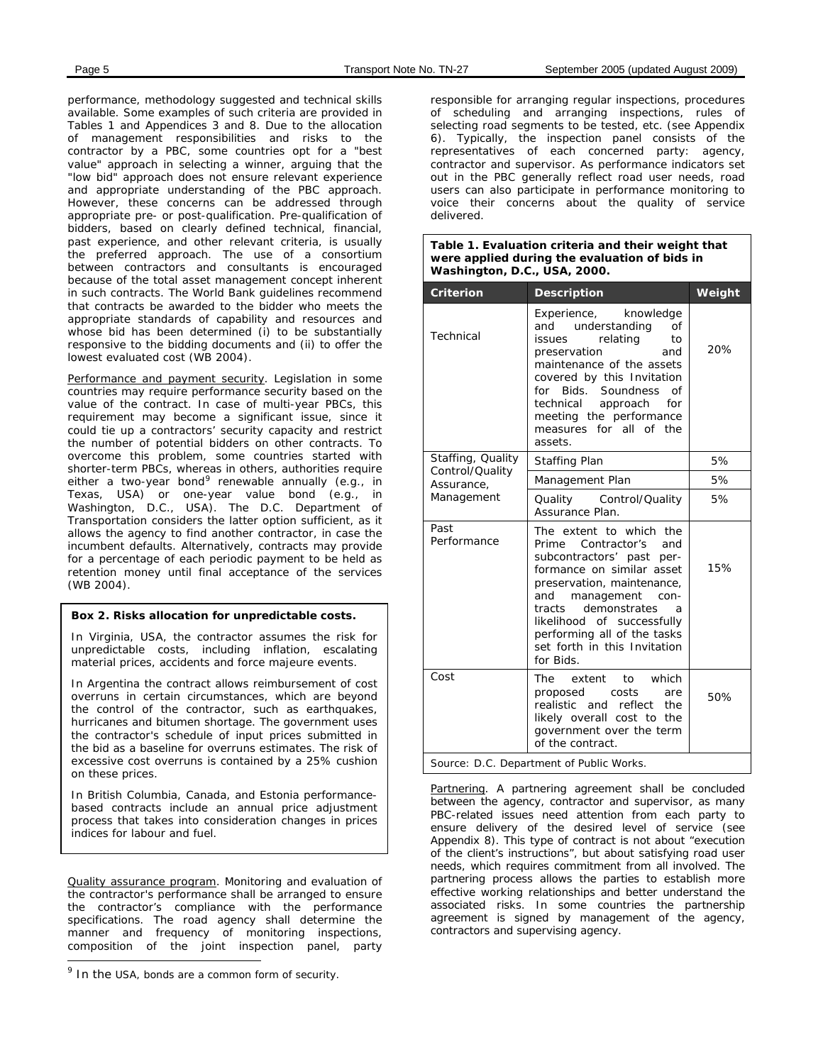performance, methodology suggested and technical skills available. Some examples of such criteria are provided in Tables 1 and Appendices 3 and 8. Due to the allocation of management responsibilities and risks to the contractor by a PBC, some countries opt for a "best value" approach in selecting a winner, arguing that the "low bid" approach does not ensure relevant experience and appropriate understanding of the PBC approach. However, these concerns can be addressed through appropriate pre- or post-qualification. Pre-qualification of bidders, based on clearly defined technical, financial, past experience, and other relevant criteria, is usually the preferred approach. The use of a consortium between contractors and consultants is encouraged because of the total asset management concept inherent in such contracts. The World Bank guidelines recommend that contracts be awarded to the bidder who meets the appropriate standards of capability and resources and whose bid has been determined (i) to be substantially responsive to the bidding documents and (ii) to offer the lowest evaluated cost (WB 2004).

Performance and payment security. Legislation in some countries may require performance security based on the value of the contract. In case of multi-year PBCs, this requirement may become a significant issue, since it could tie up a contractors' security capacity and restrict the number of potential bidders on other contracts. To overcome this problem, some countries started with shorter-term PBCs, whereas in others, authorities require either a two-year bond[9] renewable annually (e.g., in Texas, USA) or one-year value bond (e.g., in Washington, D.C., USA). The D.C. Department of Transportation considers the latter option sufficient, as it allows the agency to find another contractor, in case the incumbent defaults. Alternatively, contracts may provide for a percentage of each periodic payment to be held as retention money until final acceptance of the services (WB 2004).

**Box 2. Risks allocation for unpredictable costs.**

In Virginia, USA, the contractor assumes the risk for unpredictable costs, including inflation, escalating material prices, accidents and force majeure events.

In Argentina the contract allows reimbursement of cost overruns in certain circumstances, which are beyond the control of the contractor, such as earthquakes, hurricanes and bitumen shortage. The government uses the contractor's schedule of input prices submitted in the bid as a baseline for overruns estimates. The risk of excessive cost overruns is contained by a 25% cushion on these prices.

In British Columbia, Canada, and Estonia performance-based contracts include an annual price adjustment process that takes into consideration changes in prices indices for labour and fuel.

Quality assurance program. Monitoring and evaluation of the contractor's performance shall be arranged to ensure the contractor's compliance with the performance specifications. The road agency shall determine the manner and frequency of monitoring inspections, composition of the joint inspection panel, party responsible for arranging regular inspections, procedures of scheduling and arranging inspections, rules of selecting road segments to be tested, etc. (see Appendix 6). Typically, the inspection panel consists of the representatives of each concerned party: agency, contractor and supervisor. As performance indicators set out in the PBC generally reflect road user needs, road users can also participate in performance monitoring to voice their concerns about the quality of service delivered.

**Table 1. Evaluation criteria and their weight that were applied during the evaluation of bids in Washington, D.C., USA, 2000.**

| Criterion | Description | Weight |
|---|---|---|
| Technical | Experience, knowledge and understanding of issues relating to preservation and maintenance of the assets covered by this Invitation for Bids. Soundness of technical approach for meeting the performance measures for all of the assets. | 20% |
| Staffing, Quality Control/Quality Assurance, Management | Staffing Plan | 5% |
| | Management Plan | 5% |
| | Quality Control/Quality Assurance Plan. | 5% |
| Past Performance | The extent to which the Prime Contractor's and subcontractors' past performance on similar asset preservation, maintenance, and management contracts demonstrates a likelihood of successfully performing all of the tasks set forth in this Invitation for Bids. | 15% |
| Cost | The extent to which proposed costs are realistic and reflect the likely overall cost to the government over the term of the contract. | 50% |

Source: D.C. Department of Public Works.

Partnering. A partnering agreement shall be concluded between the agency, contractor and supervisor, as many PBC-related issues need attention from each party to ensure delivery of the desired level of service (see Appendix 8). This type of contract is not about "execution of the client's instructions", but about satisfying road user needs, which requires commitment from all involved. The partnering process allows the parties to establish more effective working relationships and better understand the associated risks. In some countries the partnership agreement is signed by management of the agency, contractors and supervising agency.

[9] In the USA, bonds are a common form of security.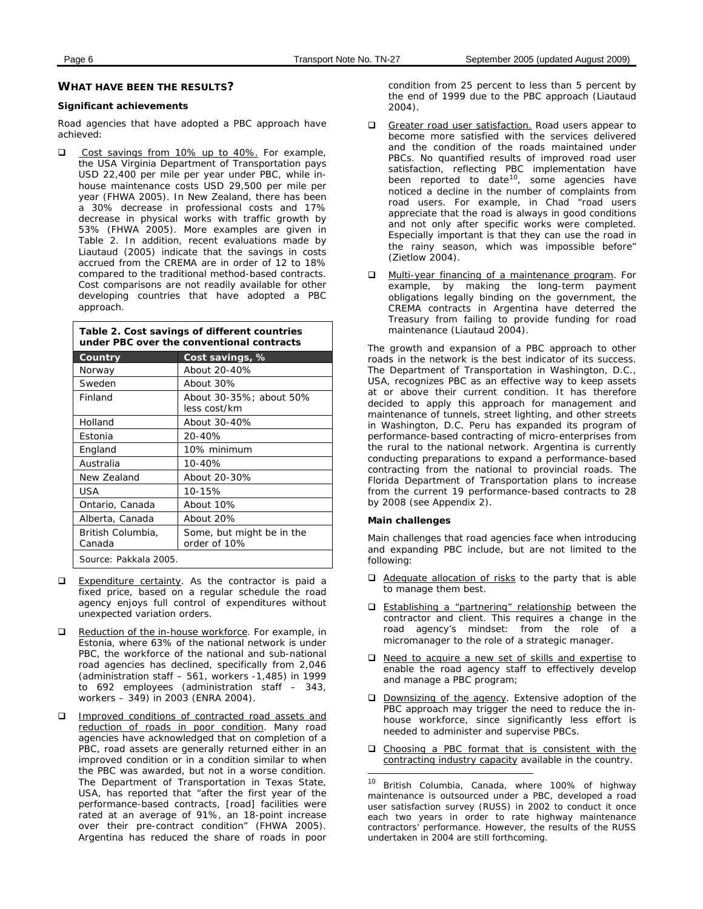## WHAT HAVE BEEN THE RESULTS?

### Significant achievements

Road agencies that have adopted a PBC approach have achieved:

- Cost savings from 10% up to 40%. For example, the USA Virginia Department of Transportation pays USD 22,400 per mile per year under PBC, while in-house maintenance costs USD 29,500 per mile per year (FHWA 2005). In New Zealand, there has been a 30% decrease in professional costs and 17% decrease in physical works with traffic growth by 53% (FHWA 2005). More examples are given in Table 2. In addition, recent evaluations made by Liautaud (2005) indicate that the savings in costs accrued from the CREMA are in order of 12 to 18% compared to the traditional method-based contracts. Cost comparisons are not readily available for other developing countries that have adopted a PBC approach.

**Table 2. Cost savings of different countries under PBC over the conventional contracts**

| Country | Cost savings, % |
|---|---|
| Norway | About 20-40% |
| Sweden | About 30% |
| Finland | About 30-35%; about 50% less cost/km |
| Holland | About 30-40% |
| Estonia | 20-40% |
| England | 10% minimum |
| Australia | 10-40% |
| New Zealand | About 20-30% |
| USA | 10-15% |
| Ontario, Canada | About 10% |
| Alberta, Canada | About 20% |
| British Columbia, Canada | Some, but might be in the order of 10% |

Source: Pakkala 2005.

- Expenditure certainty. As the contractor is paid a fixed price, based on a regular schedule the road agency enjoys full control of expenditures without unexpected variation orders.

- Reduction of the in-house workforce. For example, in Estonia, where 63% of the national network is under PBC, the workforce of the national and sub-national road agencies has declined, specifically from 2,046 (administration staff – 561, workers -1,485) in 1999 to 692 employees (administration staff – 343, workers – 349) in 2003 (ENRA 2004).

- Improved conditions of contracted road assets and reduction of roads in poor condition. Many road agencies have acknowledged that on completion of a PBC, road assets are generally returned either in an improved condition or in a condition similar to when the PBC was awarded, but not in a worse condition. The Department of Transportation in Texas State, USA, has reported that "after the first year of the performance-based contracts, [road] facilities were rated at an average of 91%, an 18-point increase over their pre-contract condition" (FHWA 2005). Argentina has reduced the share of roads in poor condition from 25 percent to less than 5 percent by the end of 1999 due to the PBC approach (Liautaud 2004).

- Greater road user satisfaction. Road users appear to become more satisfied with the services delivered and the condition of the roads maintained under PBCs. No quantified results of improved road user satisfaction, reflecting PBC implementation have been reported to date[10], some agencies have noticed a decline in the number of complaints from road users. For example, in Chad "road users appreciate that the road is always in good conditions and not only after specific works were completed. Especially important is that they can use the road in the rainy season, which was impossible before" (Zietlow 2004).

- Multi-year financing of a maintenance program. For example, by making the long-term payment obligations legally binding on the government, the CREMA contracts in Argentina have deterred the Treasury from failing to provide funding for road maintenance (Liautaud 2004).

The growth and expansion of a PBC approach to other roads in the network is the best indicator of its success. The Department of Transportation in Washington, D.C., USA, recognizes PBC as an effective way to keep assets at or above their current condition. It has therefore decided to apply this approach for management and maintenance of tunnels, street lighting, and other streets in Washington, D.C. Peru has expanded its program of performance-based contracting of micro-enterprises from the rural to the national network. Argentina is currently conducting preparations to expand a performance-based contracting from the national to provincial roads. The Florida Department of Transportation plans to increase from the current 19 performance-based contracts to 28 by 2008 (see Appendix 2).

### Main challenges

Main challenges that road agencies face when introducing and expanding PBC include, but are not limited to the following:

- Adequate allocation of risks to the party that is able to manage them best.
- Establishing a "partnering" relationship between the contractor and client. This requires a change in the road agency's mindset: from the role of a micromanager to the role of a strategic manager.
- Need to acquire a new set of skills and expertise to enable the road agency staff to effectively develop and manage a PBC program;
- Downsizing of the agency. Extensive adoption of the PBC approach may trigger the need to reduce the in-house workforce, since significantly less effort is needed to administer and supervise PBCs.
- Choosing a PBC format that is consistent with the contracting industry capacity available in the country.

[10] British Columbia, Canada, where 100% of highway maintenance is outsourced under a PBC, developed a road user satisfaction survey (RUSS) in 2002 to conduct it once each two years in order to rate highway maintenance contractors' performance. However, the results of the RUSS undertaken in 2004 are still forthcoming.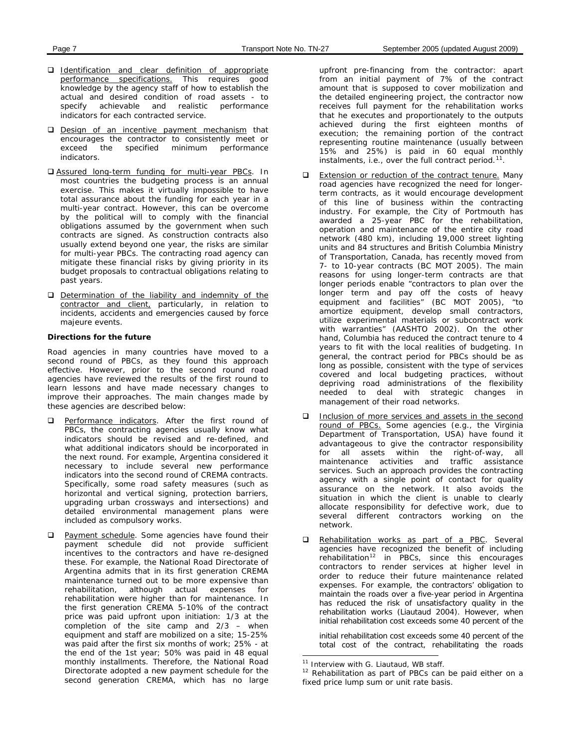- Identification and clear definition of appropriate performance specifications. This requires good knowledge by the agency staff of how to establish the actual and desired condition of road assets - to specify achievable and realistic performance indicators for each contracted service.

- Design of an incentive payment mechanism that encourages the contractor to consistently meet or exceed the specified minimum performance indicators.

- Assured long-term funding for multi-year PBCs. In most countries the budgeting process is an annual exercise. This makes it virtually impossible to have total assurance about the funding for each year in a multi-year contract. However, this can be overcome by the political will to comply with the financial obligations assumed by the government when such contracts are signed. As construction contracts also usually extend beyond one year, the risks are similar for multi-year PBCs. The contracting road agency can mitigate these financial risks by giving priority in its budget proposals to contractual obligations relating to past years.

- Determination of the liability and indemnity of the contractor and client, particularly, in relation to incidents, accidents and emergencies caused by force majeure events.

**Directions for the future**

Road agencies in many countries have moved to a second round of PBCs, as they found this approach effective. However, prior to the second round road agencies have reviewed the results of the first round to learn lessons and have made necessary changes to improve their approaches. The main changes made by these agencies are described below:

- Performance indicators. After the first round of PBCs, the contracting agencies usually know what indicators should be revised and re-defined, and what additional indicators should be incorporated in the next round. For example, Argentina considered it necessary to include several new performance indicators into the second round of CREMA contracts. Specifically, some road safety measures (such as horizontal and vertical signing, protection barriers, upgrading urban crossways and intersections) and detailed environmental management plans were included as compulsory works.

- Payment schedule. Some agencies have found their payment schedule did not provide sufficient incentives to the contractors and have re-designed these. For example, the National Road Directorate of Argentina admits that in its first generation CREMA maintenance turned out to be more expensive than rehabilitation, although actual expenses for rehabilitation were higher than for maintenance. In the first generation CREMA 5-10% of the contract price was paid upfront upon initiation: 1/3 at the completion of the site camp and 2/3 – when equipment and staff are mobilized on a site; 15-25% was paid after the first six months of work; 25% - at the end of the 1st year; 50% was paid in 48 equal monthly installments. Therefore, the National Road Directorate adopted a new payment schedule for the second generation CREMA, which has no large upfront pre-financing from the contractor: apart from an initial payment of 7% of the contract amount that is supposed to cover mobilization and the detailed engineering project, the contractor now receives full payment for the rehabilitation works that he executes and proportionately to the outputs achieved during the first eighteen months of execution; the remaining portion of the contract representing routine maintenance (usually between 15% and 25%) is paid in 60 equal monthly instalments, i.e., over the full contract period.[11].

- Extension or reduction of the contract tenure. Many road agencies have recognized the need for longer-term contracts, as it would encourage development of this line of business within the contracting industry. For example, the City of Portmouth has awarded a 25-year PBC for the rehabilitation, operation and maintenance of the entire city road network (480 km), including 19,000 street lighting units and 84 structures and British Columbia Ministry of Transportation, Canada, has recently moved from 7- to 10-year contracts (BC MOT 2005). The main reasons for using longer-term contracts are that longer periods enable "contractors to plan over the longer term and pay off the costs of heavy equipment and facilities" (BC MOT 2005), "to amortize equipment, develop small contractors, utilize experimental materials or subcontract work with warranties" (AASHTO 2002). On the other hand, Columbia has reduced the contract tenure to 4 years to fit with the local realities of budgeting. In general, the contract period for PBCs should be as long as possible, consistent with the type of services covered and local budgeting practices, without depriving road administrations of the flexibility needed to deal with strategic changes in management of their road networks.

- Inclusion of more services and assets in the second round of PBCs. Some agencies (e.g., the Virginia Department of Transportation, USA) have found it advantageous to give the contractor responsibility for all assets within the right-of-way, all maintenance activities and traffic assistance services. Such an approach provides the contracting agency with a single point of contact for quality assurance on the network. It also avoids the situation in which the client is unable to clearly allocate responsibility for defective work, due to several different contractors working on the network.

- Rehabilitation works as part of a PBC. Several agencies have recognized the benefit of including rehabilitation[12] in PBCs, since this encourages contractors to render services at higher level in order to reduce their future maintenance related expenses. For example, the contractors' obligation to maintain the roads over a five-year period in Argentina has reduced the risk of unsatisfactory quality in the rehabilitation works (Liautaud 2004). However, when initial rehabilitation cost exceeds some 40 percent of the

  initial rehabilitation cost exceeds some 40 percent of the total cost of the contract, rehabilitating the roads

[11] Interview with G. Liautaud, WB staff.

[12] Rehabilitation as part of PBCs can be paid either on a fixed price lump sum or unit rate basis.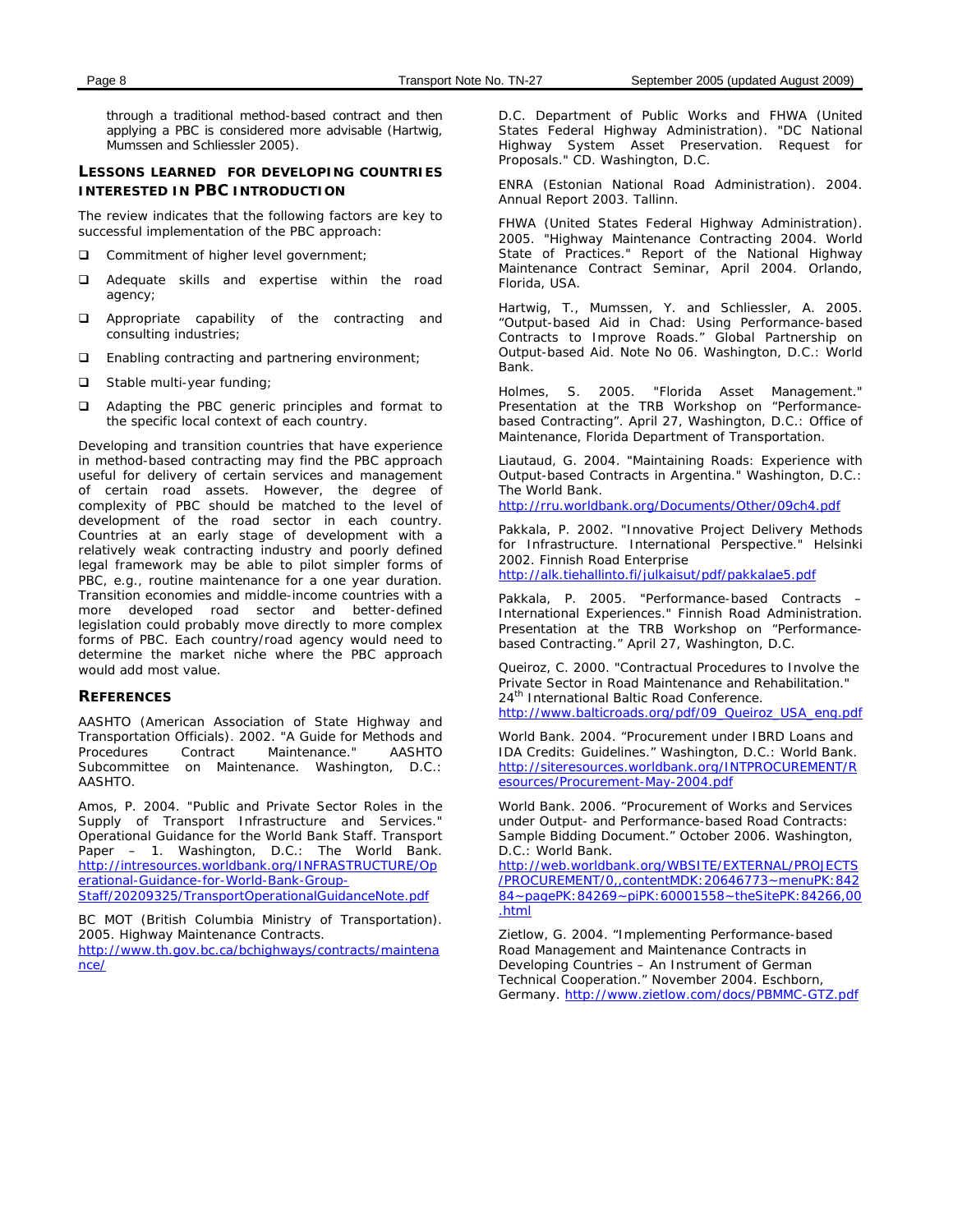through a traditional method-based contract and then applying a PBC is considered more advisable (Hartwig, Mumssen and Schliessler 2005).

## LESSONS LEARNED FOR DEVELOPING COUNTRIES INTERESTED IN PBC INTRODUCTION

The review indicates that the following factors are key to successful implementation of the PBC approach:

- Commitment of higher level government;
- Adequate skills and expertise within the road agency;
- Appropriate capability of the contracting and consulting industries;
- Enabling contracting and partnering environment;
- Stable multi-year funding;
- Adapting the PBC generic principles and format to the specific local context of each country.

Developing and transition countries that have experience in method-based contracting may find the PBC approach useful for delivery of certain services and management of certain road assets. However, the degree of complexity of PBC should be matched to the level of development of the road sector in each country. Countries at an early stage of development with a relatively weak contracting industry and poorly defined legal framework may be able to pilot simpler forms of PBC, e.g., routine maintenance for a one year duration. Transition economies and middle-income countries with a more developed road sector and better-defined legislation could probably move directly to more complex forms of PBC. Each country/road agency would need to determine the market niche where the PBC approach would add most value.

## REFERENCES

AASHTO (American Association of State Highway and Transportation Officials). 2002. "A Guide for Methods and Procedures Contract Maintenance." AASHTO Subcommittee on Maintenance. Washington, D.C.: AASHTO.

Amos, P. 2004. "Public and Private Sector Roles in the Supply of Transport Infrastructure and Services." Operational Guidance for the World Bank Staff. Transport Paper – 1. Washington, D.C.: The World Bank. http://intresources.worldbank.org/INFRASTRUCTURE/Operational-Guidance-for-World-Bank-Group-Staff/20209325/TransportOperationalGuidanceNote.pdf

BC MOT (British Columbia Ministry of Transportation). 2005. Highway Maintenance Contracts. http://www.th.gov.bc.ca/bchighways/contracts/maintenance/

D.C. Department of Public Works and FHWA (United States Federal Highway Administration). "DC National Highway System Asset Preservation. Request for Proposals." CD. Washington, D.C.

ENRA (Estonian National Road Administration). 2004. Annual Report 2003. Tallinn.

FHWA (United States Federal Highway Administration). 2005. "Highway Maintenance Contracting 2004. World State of Practices." Report of the National Highway Maintenance Contract Seminar, April 2004. Orlando, Florida, USA.

Hartwig, T., Mumssen, Y. and Schliessler, A. 2005. "Output-based Aid in Chad: Using Performance-based Contracts to Improve Roads." Global Partnership on Output-based Aid. Note No 06. Washington, D.C.: World Bank.

Holmes, S. 2005. "Florida Asset Management." Presentation at the TRB Workshop on "Performance-based Contracting". April 27, Washington, D.C.: Office of Maintenance, Florida Department of Transportation.

Liautaud, G. 2004. "Maintaining Roads: Experience with Output-based Contracts in Argentina." Washington, D.C.: The World Bank. http://rru.worldbank.org/Documents/Other/09ch4.pdf

Pakkala, P. 2002. "Innovative Project Delivery Methods for Infrastructure. International Perspective." Helsinki 2002. Finnish Road Enterprise http://alk.tiehallinto.fi/julkaisut/pdf/pakkalae5.pdf

Pakkala, P. 2005. "Performance-based Contracts – International Experiences." Finnish Road Administration. Presentation at the TRB Workshop on "Performance-based Contracting." April 27, Washington, D.C.

Queiroz, C. 2000. "Contractual Procedures to Involve the Private Sector in Road Maintenance and Rehabilitation." 24th International Baltic Road Conference. http://www.balticroads.org/pdf/09_Queiroz_USA_eng.pdf

World Bank. 2004. "Procurement under IBRD Loans and IDA Credits: Guidelines." Washington, D.C.: World Bank. http://siteresources.worldbank.org/INTPROCUREMENT/Resources/Procurement-May-2004.pdf

World Bank. 2006. "Procurement of Works and Services under Output- and Performance-based Road Contracts: Sample Bidding Document." October 2006. Washington, D.C.: World Bank. http://web.worldbank.org/WBSITE/EXTERNAL/PROJECTS/PROCUREMENT/0,,contentMDK:20646773~menuPK:84284~pagePK:84269~piPK:60001558~theSitePK:84266,00.html

Zietlow, G. 2004. "Implementing Performance-based Road Management and Maintenance Contracts in Developing Countries – An Instrument of German Technical Cooperation." November 2004. Eschborn, Germany. http://www.zietlow.com/docs/PBMMC-GTZ.pdf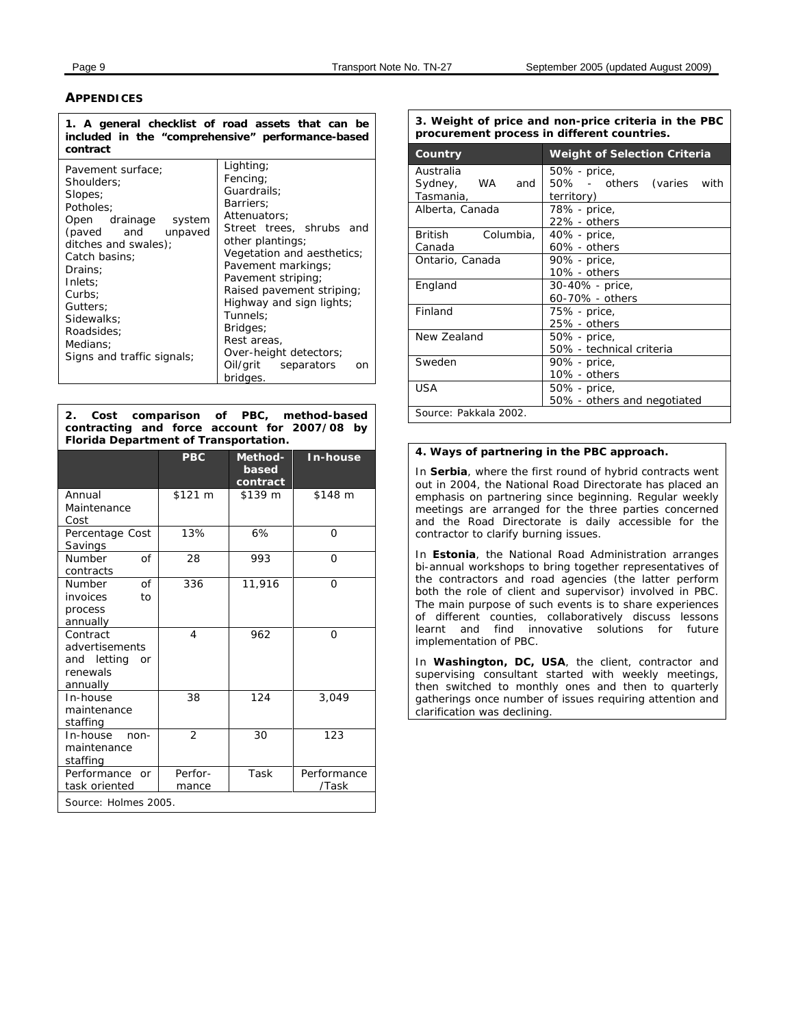## APPENDICES

**1. A general checklist of road assets that can be included in the "comprehensive" performance-based contract**

| | |
|---|---|
| Pavement surface;<br>Shoulders;<br>Slopes;<br>Potholes;<br>Open drainage system (paved and unpaved ditches and swales);<br>Catch basins;<br>Drains;<br>Inlets;<br>Curbs;<br>Gutters;<br>Sidewalks;<br>Roadsides;<br>Medians;<br>Signs and traffic signals; | Lighting;<br>Fencing;<br>Guardrails;<br>Barriers;<br>Attenuators;<br>Street trees, shrubs and other plantings;<br>Vegetation and aesthetics;<br>Pavement markings;<br>Pavement striping;<br>Raised pavement striping;<br>Highway and sign lights;<br>Tunnels;<br>Bridges;<br>Rest areas,<br>Over-height detectors;<br>Oil/grit separators on bridges. |

**2. Cost comparison of PBC, method-based contracting and force account for 2007/08 by Florida Department of Transportation.**

| | PBC | Method-based contract | In-house |
|---|---|---|---|
| Annual Maintenance Cost | $121 m | $139 m | $148 m |
| Percentage Cost Savings | 13% | 6% | 0 |
| Number of contracts | 28 | 993 | 0 |
| Number of invoices to process annually | 336 | 11,916 | 0 |
| Contract advertisements and letting or renewals annually | 4 | 962 | 0 |
| In-house maintenance staffing | 38 | 124 | 3,049 |
| In-house non-maintenance staffing | 2 | 30 | 123 |
| Performance or task oriented | Performance | Task | Performance /Task |

Source: Holmes 2005.

**3. Weight of price and non-price criteria in the PBC procurement process in different countries.**

| Country | Weight of Selection Criteria |
|---|---|
| Australia Sydney, WA and Tasmania, | 50% - price,<br>50% - others (varies with territory) |
| Alberta, Canada | 78% - price,<br>22% - others |
| British Columbia, Canada | 40% - price,<br>60% - others |
| Ontario, Canada | 90% - price,<br>10% - others |
| England | 30-40% - price,<br>60-70% - others |
| Finland | 75% - price,<br>25% - others |
| New Zealand | 50% - price,<br>50% - technical criteria |
| Sweden | 90% - price,<br>10% - others |
| USA | 50% - price,<br>50% - others and negotiated |

Source: Pakkala 2002.

**4. Ways of partnering in the PBC approach.**

In **Serbia**, where the first round of hybrid contracts went out in 2004, the National Road Directorate has placed an emphasis on partnering since beginning. Regular weekly meetings are arranged for the three parties concerned and the Road Directorate is daily accessible for the contractor to clarify burning issues.

In **Estonia**, the National Road Administration arranges bi-annual workshops to bring together representatives of the contractors and road agencies (the latter perform both the role of client and supervisor) involved in PBC. The main purpose of such events is to share experiences of different counties, collaboratively discuss lessons learnt and find innovative solutions for future implementation of PBC.

In **Washington, DC, USA**, the client, contractor and supervising consultant started with weekly meetings, then switched to monthly ones and then to quarterly gatherings once number of issues requiring attention and clarification was declining.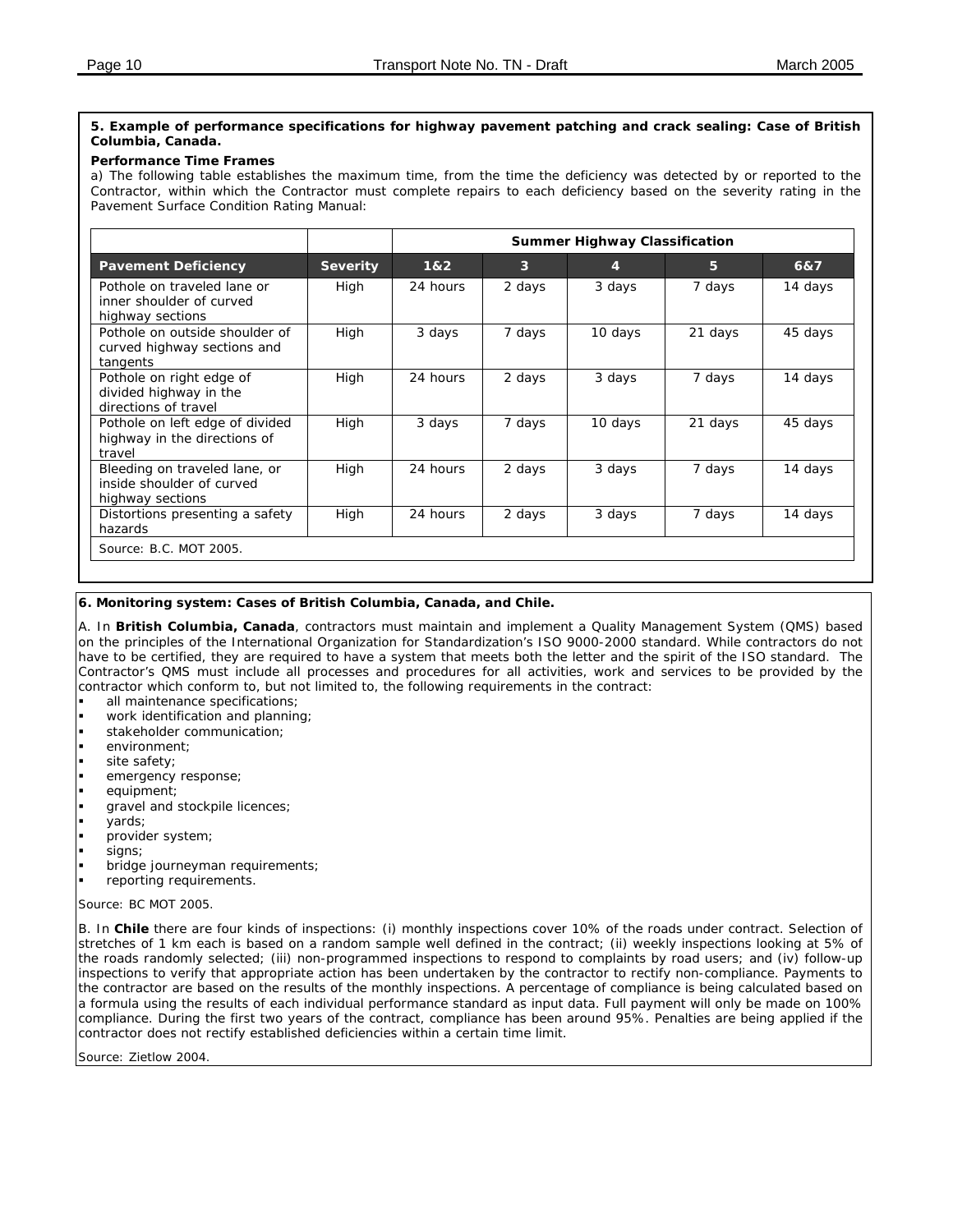**5. Example of performance specifications for highway pavement patching and crack sealing: Case of British Columbia, Canada.**

**Performance Time Frames**

a) The following table establishes the maximum time, from the time the deficiency was detected by or reported to the Contractor, within which the Contractor must complete repairs to each deficiency based on the severity rating in the Pavement Surface Condition Rating Manual:

| | | Summer Highway Classification | | | | |
|---|---|---|---|---|---|---|
| **Pavement Deficiency** | **Severity** | **1&2** | **3** | **4** | **5** | **6&7** |
| Pothole on traveled lane or inner shoulder of curved highway sections | High | 24 hours | 2 days | 3 days | 7 days | 14 days |
| Pothole on outside shoulder of curved highway sections and tangents | High | 3 days | 7 days | 10 days | 21 days | 45 days |
| Pothole on right edge of divided highway in the directions of travel | High | 24 hours | 2 days | 3 days | 7 days | 14 days |
| Pothole on left edge of divided highway in the directions of travel | High | 3 days | 7 days | 10 days | 21 days | 45 days |
| Bleeding on traveled lane, or inside shoulder of curved highway sections | High | 24 hours | 2 days | 3 days | 7 days | 14 days |
| Distortions presenting a safety hazards | High | 24 hours | 2 days | 3 days | 7 days | 14 days |

Source: B.C. MOT 2005.

**6. Monitoring system: Cases of British Columbia, Canada, and Chile.**

A. In **British Columbia, Canada**, contractors must maintain and implement a Quality Management System (QMS) based on the principles of the International Organization for Standardization's ISO 9000-2000 standard. While contractors do not have to be certified, they are required to have a system that meets both the letter and the spirit of the ISO standard. The Contractor's QMS must include all processes and procedures for all activities, work and services to be provided by the contractor which conform to, but not limited to, the following requirements in the contract:

- all maintenance specifications;
- work identification and planning;
- stakeholder communication;
- environment;
- site safety;
- emergency response;
- equipment;
- gravel and stockpile licences;
- yards;
- provider system;
- signs;
- bridge journeyman requirements;
- reporting requirements.

Source: BC MOT 2005.

B. In **Chile** there are four kinds of inspections: (i) monthly inspections cover 10% of the roads under contract. Selection of stretches of 1 km each is based on a random sample well defined in the contract; (ii) weekly inspections looking at 5% of the roads randomly selected; (iii) non-programmed inspections to respond to complaints by road users; and (iv) follow-up inspections to verify that appropriate action has been undertaken by the contractor to rectify non-compliance. Payments to the contractor are based on the results of the monthly inspections. A percentage of compliance is being calculated based on a formula using the results of each individual performance standard as input data. Full payment will only be made on 100% compliance. During the first two years of the contract, compliance has been around 95%. Penalties are being applied if the contractor does not rectify established deficiencies within a certain time limit.

Source: Zietlow 2004.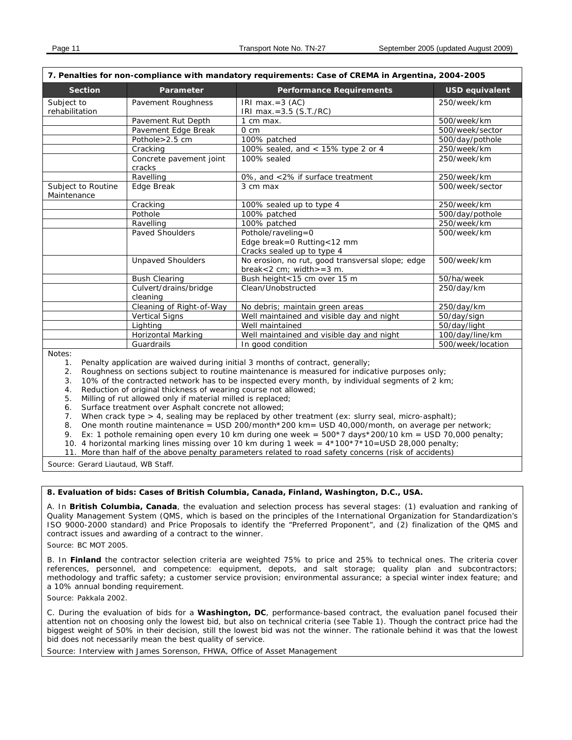**7. Penalties for non-compliance with mandatory requirements: Case of CREMA in Argentina, 2004-2005**

| Section | Parameter | Performance Requirements | USD equivalent |
|---|---|---|---|
| Subject to rehabilitation | Pavement Roughness | IRI max.=3 (AC)<br>IRI max.=3.5 (S.T./RC) | 250/week/km |
| | Pavement Rut Depth | 1 cm max. | 500/week/km |
| | Pavement Edge Break | 0 cm | 500/week/sector |
| | Pothole>2.5 cm | 100% patched | 500/day/pothole |
| | Cracking | 100% sealed, and < 15% type 2 or 4 | 250/week/km |
| | Concrete pavement joint cracks | 100% sealed | 250/week/km |
| | Ravelling | 0%, and <2% if surface treatment | 250/week/km |
| Subject to Routine Maintenance | Edge Break | 3 cm max | 500/week/sector |
| | Cracking | 100% sealed up to type 4 | 250/week/km |
| | Pothole | 100% patched | 500/day/pothole |
| | Ravelling | 100% patched | 250/week/km |
| | Paved Shoulders | Pothole/raveling=0<br>Edge break=0 Rutting<12 mm<br>Cracks sealed up to type 4 | 500/week/km |
| | Unpaved Shoulders | No erosion, no rut, good transversal slope; edge break<2 cm; width>=3 m. | 500/week/km |
| | Bush Clearing | Bush height<15 cm over 15 m | 50/ha/week |
| | Culvert/drains/bridge cleaning | Clean/Unobstructed | 250/day/km |
| | Cleaning of Right-of-Way | No debris; maintain green areas | 250/day/km |
| | Vertical Signs | Well maintained and visible day and night | 50/day/sign |
| | Lighting | Well maintained | 50/day/light |
| | Horizontal Marking | Well maintained and visible day and night | 100/day/line/km |
| | Guardrails | In good condition | 500/week/location |

Notes:

1. Penalty application are waived during initial 3 months of contract, generally;
2. Roughness on sections subject to routine maintenance is measured for indicative purposes only;
3. 10% of the contracted network has to be inspected every month, by individual segments of 2 km;
4. Reduction of original thickness of wearing course not allowed;
5. Milling of rut allowed only if material milled is replaced;
6. Surface treatment over Asphalt concrete not allowed;
7. When crack type > 4, sealing may be replaced by other treatment (ex: slurry seal, micro-asphalt);
8. One month routine maintenance = USD 200/month*200 km= USD 40,000/month, on average per network;
9. Ex: 1 pothole remaining open every 10 km during one week = 500*7 days*200/10 km = USD 70,000 penalty;
10. 4 horizontal marking lines missing over 10 km during 1 week = 4*100*7*10=USD 28,000 penalty;
11. More than half of the above penalty parameters related to road safety concerns (risk of accidents)

Source: Gerard Liautaud, WB Staff.

**8. Evaluation of bids: Cases of British Columbia, Canada, Finland, Washington, D.C., USA.**

A. In **British Columbia, Canada**, the evaluation and selection process has several stages: (1) evaluation and ranking of Quality Management System (QMS, which is based on the principles of the International Organization for Standardization's ISO 9000-2000 standard) and Price Proposals to identify the "Preferred Proponent", and (2) finalization of the QMS and contract issues and awarding of a contract to the winner.

Source: BC MOT 2005.

B. In **Finland** the contractor selection criteria are weighted 75% to price and 25% to technical ones. The criteria cover references, personnel, and competence: equipment, depots, and salt storage; quality plan and subcontractors; methodology and traffic safety; a customer service provision; environmental assurance; a special winter index feature; and a 10% annual bonding requirement.

Source: Pakkala 2002.

C. During the evaluation of bids for a **Washington, DC**, performance-based contract, the evaluation panel focused their attention not on choosing only the lowest bid, but also on technical criteria (see Table 1). Though the contract price had the biggest weight of 50% in their decision, still the lowest bid was not the winner. The rationale behind it was that the lowest bid does not necessarily mean the best quality of service.

Source: Interview with James Sorenson, FHWA, Office of Asset Management